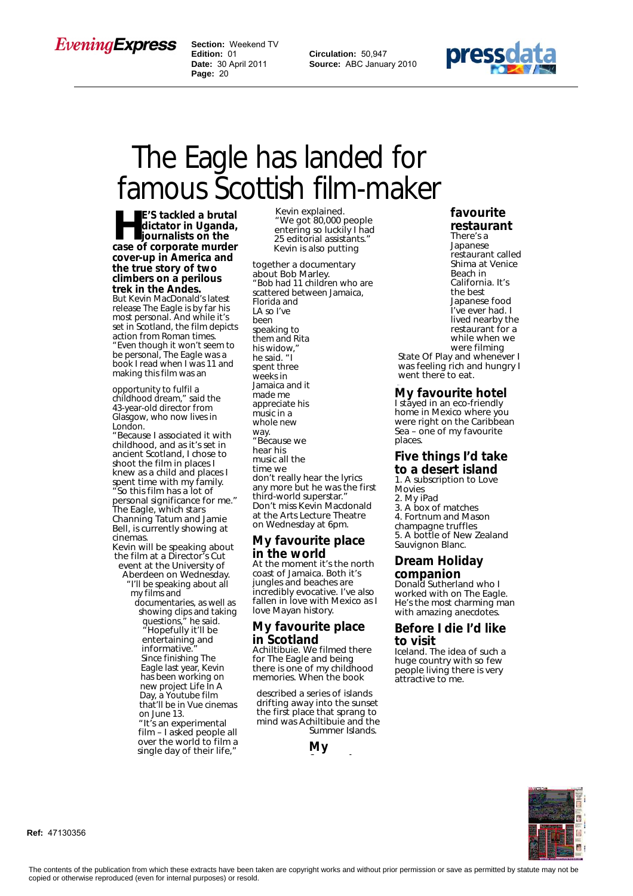# The Eagle has landed for famous Scottish film-maker

**HE'S tackled a brutal dictator in Uganda, journalists on the case of corporate murder cover-up in America and the true story of two climbers on a perilous trek in the Andes.**

But Kevin MacDonald's latest release The Eagle is by far his most personal. And while it's set in Scotland, the film depicts action from Roman times.

"Even though it won't seem to be personal, The Eagle was a book I read when I was 11 and making this film was an opportunity to fulfil a childhood dream," said the 43-year-old director from Glasgow, who now lives in London.

"Because I associated it with childhood, and as it's set in ancient Scotland, I chose to shoot the film in places I knew as a child and places I spent time with my family.

"So this film has a lot of personal significance for me."

The Eagle, which stars Channing Tatum and Jamie Bell, is currently showing at cinemas.

Kevin will be speaking about the film at a Director's Cut event at the University of Aberdeen on Wednesday.

"I'll be speaking about all my films and documentaries, as well as showing clips and taking questions," he said. "Hopefully it'll be entertaining and informative."

Since finishing The Eagle last year, Kevin has been working on new project Life In A Day, a Youtube film that'll be in Vue cinemas on June 13.

"It's an experimental film – I asked people all over the world to film a single day of their life," Kevin explained.

"We got 80,000 people entering so luckily I had 25 editorial assistants."

Kevin is also putting together a documentary about Bob Marley.

"Bob had 11 children who are scattered between Jamaica, Florida and LA so I've been speaking to them and Rita his widow," he said. "I spent three weeks in Jamaica and it made me appreciate his music in a whole new way.

"Because we hear his music all the time we don't really hear the lyrics any more but he was the first third-world superstar."

Don't miss Kevin Macdonald at the Arts Lecture Theatre on Wednesday at 6pm.

## My favourite place in the world

At the moment it's the north coast of Jamaica. Both it's jungles and beaches are incredibly evocative. I've also fallen in love with Mexico as I love Mayan history.

## My favourite place in Scotland

Achiltibuie. We filmed there for The Eagle and being there is one of my childhood memories. When the book described a series of islands drifting away into the sunset the first place that sprang to mind was Achiltibuie and the Summer Islands.

## My favourite restaurant

There's a Japanese restaurant called Shima at Venice Beach in California. It's the best Japanese food I've ever had. I lived nearby the restaurant for a while when we were filming State Of Play and whenever I was feeling rich and hungry I went there to eat.

## My favourite hotel

I stayed in an eco-friendly home in Mexico where you were right on the Caribbean Sea – one of my favourite places.

## Five things I'd take to a desert island

1. A subscription to Love Movies
2. My iPad
3. A box of matches
4. Fortnum and Mason champagne truffles
5. A bottle of New Zealand Sauvignon Blanc.

## Dream Holiday companion

Donald Sutherland who I worked with on The Eagle. He's the most charming man with amazing anecdotes.

## Before I die I'd like to visit

Iceland. The idea of such a huge country with so few people living there is very attractive to me.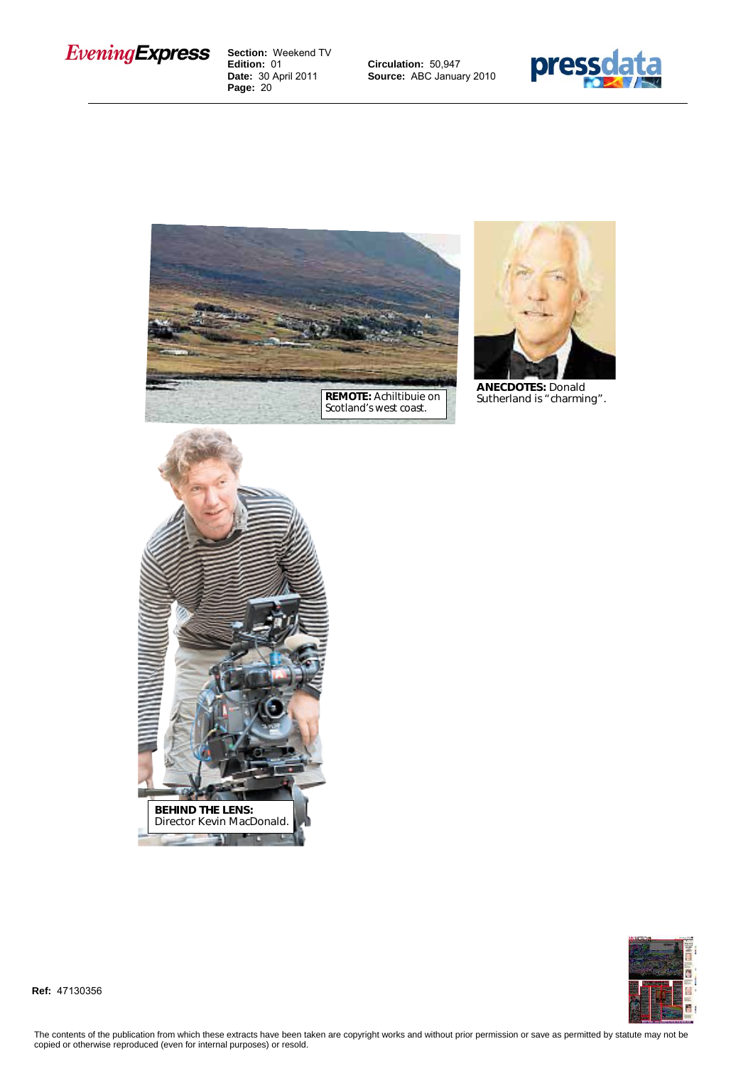**REMOTE:** Achiltibuie on Scotland's west coast.

**ANECDOTES:** Donald Sutherland is "charming".

**BEHIND THE LENS:** Director Kevin MacDonald.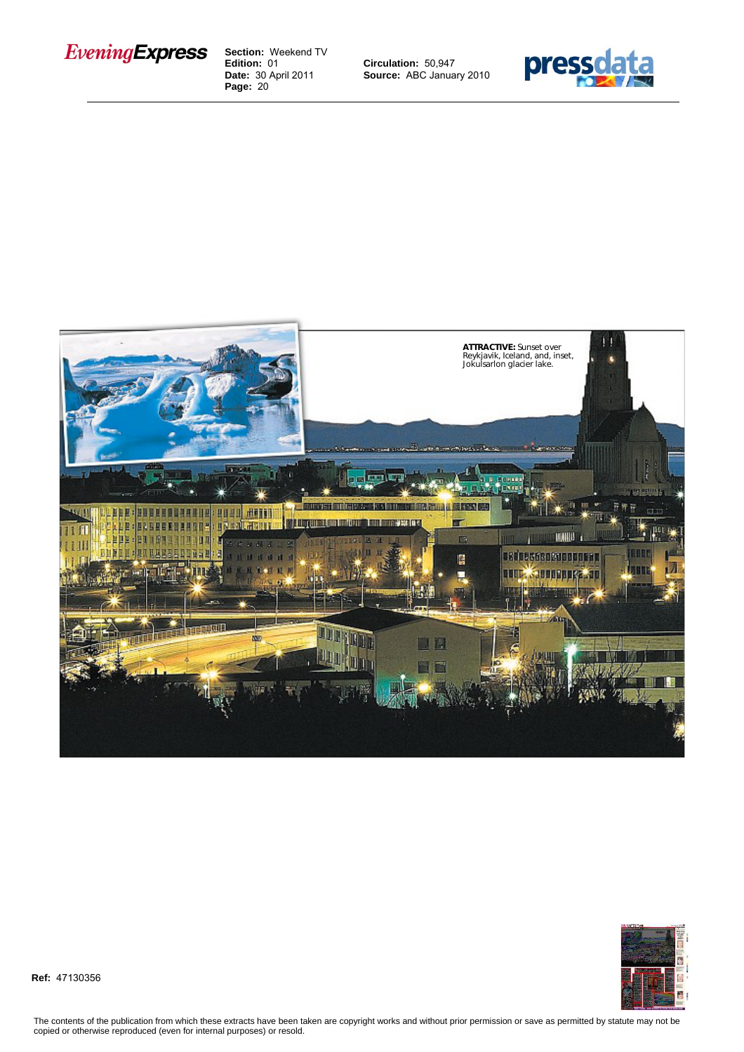**ATTRACTIVE:** Sunset over Reykjavik, Iceland, and, inset, Jokulsarlon glacier lake.

**Ref:** 47130356

The contents of the publication from which these extracts have been taken are copyright works and without prior permission or save as permitted by statute may not be copied or otherwise reproduced (even for internal purposes) or resold.